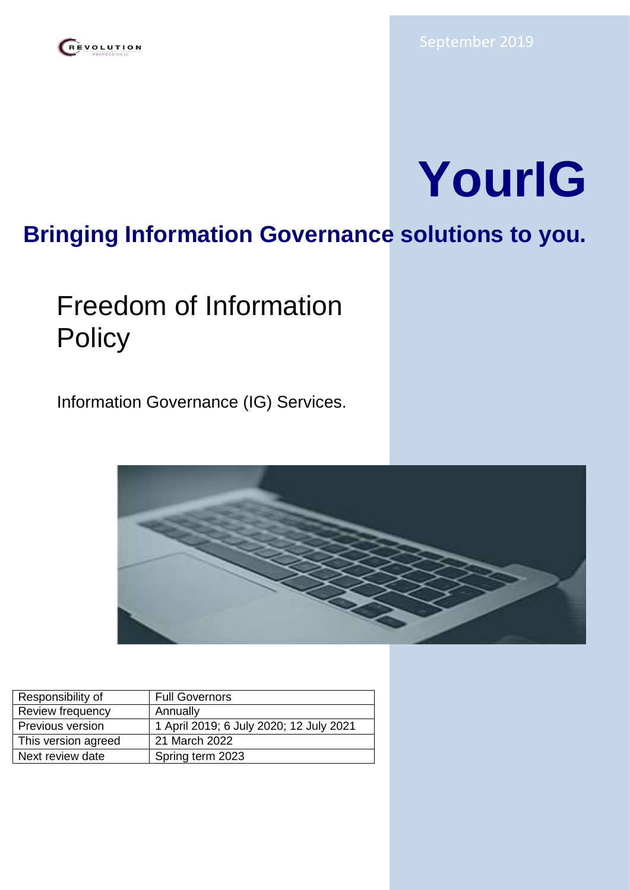REVOLUTION

September 2019

# YourIG

## Bringing Information Governance solutions to you.

# Freedom of Information Policy

Information Governance (IG) Services.

| Responsibility of | Full Governors |
|---|---|
| Review frequency | Annually |
| Previous version | 1 April 2019; 6 July 2020; 12 July 2021 |
| This version agreed | 21 March 2022 |
| Next review date | Spring term 2023 |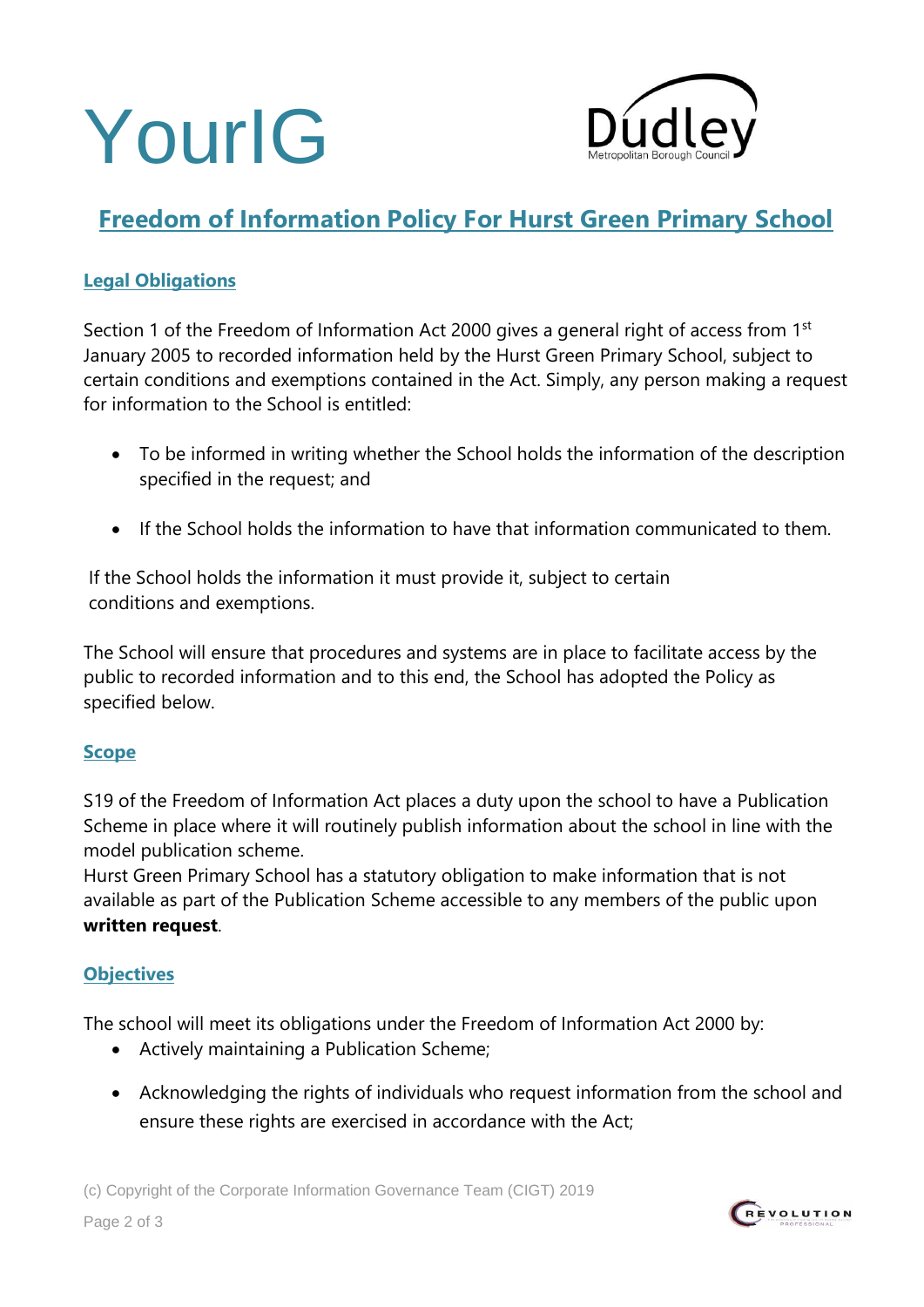# Freedom of Information Policy For Hurst Green Primary School

## Legal Obligations

Section 1 of the Freedom of Information Act 2000 gives a general right of access from 1st January 2005 to recorded information held by the Hurst Green Primary School, subject to certain conditions and exemptions contained in the Act. Simply, any person making a request for information to the School is entitled:

- To be informed in writing whether the School holds the information of the description specified in the request; and

- If the School holds the information to have that information communicated to them.

If the School holds the information it must provide it, subject to certain conditions and exemptions.

The School will ensure that procedures and systems are in place to facilitate access by the public to recorded information and to this end, the School has adopted the Policy as specified below.

## Scope

S19 of the Freedom of Information Act places a duty upon the school to have a Publication Scheme in place where it will routinely publish information about the school in line with the model publication scheme.

Hurst Green Primary School has a statutory obligation to make information that is not available as part of the Publication Scheme accessible to any members of the public upon **written request**.

## Objectives

The school will meet its obligations under the Freedom of Information Act 2000 by:

- Actively maintaining a Publication Scheme;

- Acknowledging the rights of individuals who request information from the school and ensure these rights are exercised in accordance with the Act;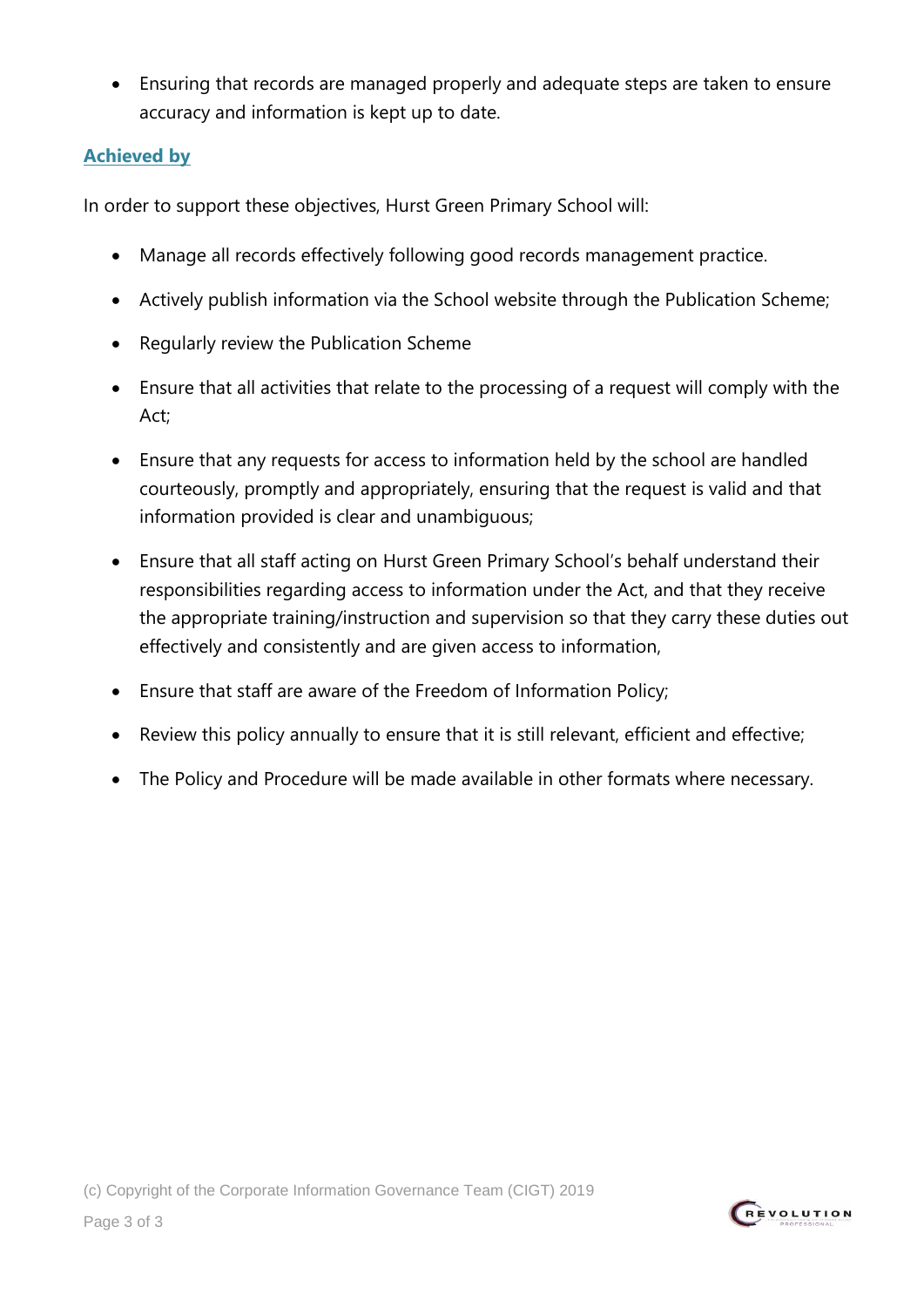- Ensuring that records are managed properly and adequate steps are taken to ensure accuracy and information is kept up to date.

### Achieved by

In order to support these objectives, Hurst Green Primary School will:

- Manage all records effectively following good records management practice.
- Actively publish information via the School website through the Publication Scheme;
- Regularly review the Publication Scheme
- Ensure that all activities that relate to the processing of a request will comply with the Act;
- Ensure that any requests for access to information held by the school are handled courteously, promptly and appropriately, ensuring that the request is valid and that information provided is clear and unambiguous;
- Ensure that all staff acting on Hurst Green Primary School's behalf understand their responsibilities regarding access to information under the Act, and that they receive the appropriate training/instruction and supervision so that they carry these duties out effectively and consistently and are given access to information,
- Ensure that staff are aware of the Freedom of Information Policy;
- Review this policy annually to ensure that it is still relevant, efficient and effective;
- The Policy and Procedure will be made available in other formats where necessary.

(c) Copyright of the Corporate Information Governance Team (CIGT) 2019